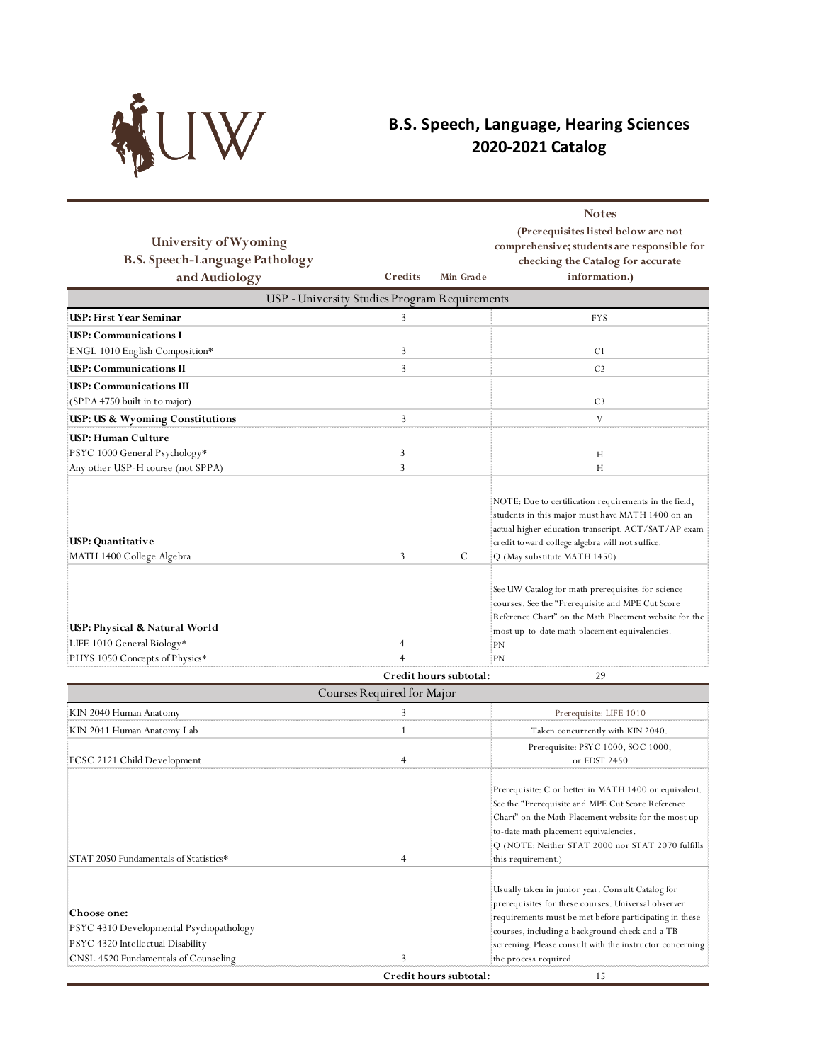# B.S. Speech, Language, Hearing Sciences
## 2020-2021 Catalog

| University of Wyoming B.S. Speech-Language Pathology and Audiology | Credits | Min Grade | Notes (Prerequisites listed below are not comprehensive; students are responsible for checking the Catalog for accurate information.) |
|---|---|---|---|
| USP - University Studies Program Requirements | | | |
| **USP: First Year Seminar** | 3 | | FYS |
| **USP: Communications I** | | | |
| ENGL 1010 English Composition* | 3 | | C1 |
| **USP: Communications II** | 3 | | C2 |
| **USP: Communications III** | | | |
| (SPPA 4750 built in to major) | | | C3 |
| **USP: US & Wyoming Constitutions** | 3 | | V |
| **USP: Human Culture** | | | |
| PSYC 1000 General Psychology* | 3 | | H |
| Any other USP-H course (not SPPA) | 3 | | H |
| **USP: Quantitative** | | | NOTE: Due to certification requirements in the field, students in this major must have MATH 1400 on an actual higher education transcript. ACT/SAT/AP exam credit toward college algebra will not suffice. |
| MATH 1400 College Algebra | 3 | C | Q (May substitute MATH 1450) |
| **USP: Physical & Natural World** | | | See UW Catalog for math prerequisites for science courses. See the "Prerequisite and MPE Cut Score Reference Chart" on the Math Placement website for the most up-to-date math placement equivalencies. |
| LIFE 1010 General Biology* | 4 | | PN |
| PHYS 1050 Concepts of Physics* | 4 | | PN |
| | **Credit hours subtotal:** | | 29 |
| Courses Required for Major | | | |
| KIN 2040 Human Anatomy | 3 | | Prerequisite: LIFE 1010 |
| KIN 2041 Human Anatomy Lab | 1 | | Taken concurrently with KIN 2040. |
| FCSC 2121 Child Development | 4 | | Prerequisite: PSYC 1000, SOC 1000, or EDST 2450 |
| STAT 2050 Fundamentals of Statistics* | 4 | | Prerequisite: C or better in MATH 1400 or equivalent. See the "Prerequisite and MPE Cut Score Reference Chart" on the Math Placement website for the most up-to-date math placement equivalencies. Q (NOTE: Neither STAT 2000 nor STAT 2070 fulfills this requirement.) |
| **Choose one:** | | | Usually taken in junior year. Consult Catalog for prerequisites for these courses. Universal observer requirements must be met before participating in these courses, including a background check and a TB screening. Please consult with the instructor concerning the process required. |
| PSYC 4310 Developmental Psychopathology | | | |
| PSYC 4320 Intellectual Disability | | | |
| CNSL 4520 Fundamentals of Counseling | 3 | | |
| | **Credit hours subtotal:** | | 15 |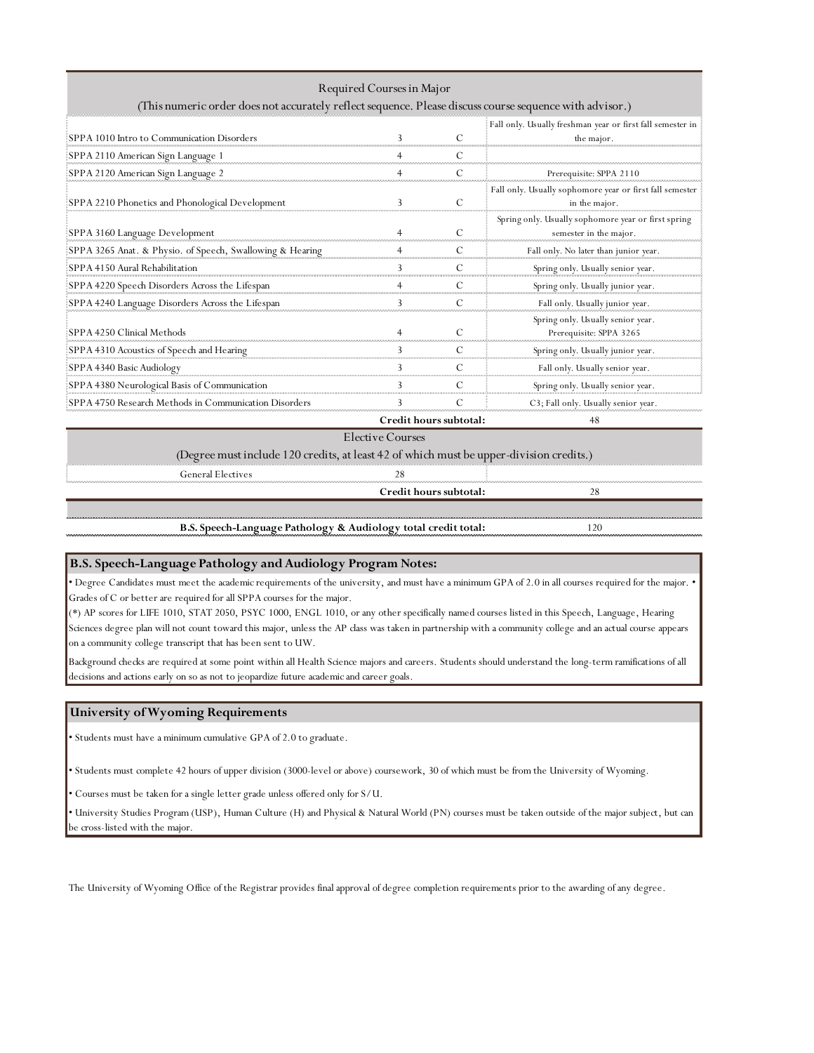| Required Courses in Major<br>(This numeric order does not accurately reflect sequence. Please discuss course sequence with advisor.) | | | |
|---|---|---|---|
| SPPA 1010 Intro to Communication Disorders | 3 | C | Fall only. Usually freshman year or first fall semester in the major. |
| SPPA 2110 American Sign Language 1 | 4 | C | |
| SPPA 2120 American Sign Language 2 | 4 | C | Prerequisite: SPPA 2110 |
| SPPA 2210 Phonetics and Phonological Development | 3 | C | Fall only. Usually sophomore year or first fall semester in the major. |
| SPPA 3160 Language Development | 4 | C | Spring only. Usually sophomore year or first spring semester in the major. |
| SPPA 3265 Anat. & Physio. of Speech, Swallowing & Hearing | 4 | C | Fall only. No later than junior year. |
| SPPA 4150 Aural Rehabilitation | 3 | C | Spring only. Usually senior year. |
| SPPA 4220 Speech Disorders Across the Lifespan | 4 | C | Spring only. Usually junior year. |
| SPPA 4240 Language Disorders Across the Lifespan | 3 | C | Fall only. Usually junior year. |
| SPPA 4250 Clinical Methods | 4 | C | Spring only. Usually senior year. Prerequisite: SPPA 3265 |
| SPPA 4310 Acoustics of Speech and Hearing | 3 | C | Spring only. Usually junior year. |
| SPPA 4340 Basic Audiology | 3 | C | Fall only. Usually senior year. |
| SPPA 4380 Neurological Basis of Communication | 3 | C | Spring only. Usually senior year. |
| SPPA 4750 Research Methods in Communication Disorders | 3 | C | C3; Fall only. Usually senior year. |
| | **Credit hours subtotal:** | | 48 |
| Elective Courses<br>(Degree must include 120 credits, at least 42 of which must be upper-division credits.) | | | |
| General Electives | 28 | | |
| | **Credit hours subtotal:** | | 28 |
| **B.S. Speech-Language Pathology & Audiology total credit total:** | | | 120 |

## B.S. Speech-Language Pathology and Audiology Program Notes:

• Degree Candidates must meet the academic requirements of the university, and must have a minimum GPA of 2.0 in all courses required for the major. • Grades of C or better are required for all SPPA courses for the major.

(*) AP scores for LIFE 1010, STAT 2050, PSYC 1000, ENGL 1010, or any other specifically named courses listed in this Speech, Language, Hearing Sciences degree plan will not count toward this major, unless the AP class was taken in partnership with a community college and an actual course appears on a community college transcript that has been sent to UW.

Background checks are required at some point within all Health Science majors and careers. Students should understand the long-term ramifications of all decisions and actions early on so as not to jeopardize future academic and career goals.

## University of Wyoming Requirements

• Students must have a minimum cumulative GPA of 2.0 to graduate.

• Students must complete 42 hours of upper division (3000-level or above) coursework, 30 of which must be from the University of Wyoming.

• Courses must be taken for a single letter grade unless offered only for S/U.

• University Studies Program (USP), Human Culture (H) and Physical & Natural World (PN) courses must be taken outside of the major subject, but can be cross-listed with the major.

The University of Wyoming Office of the Registrar provides final approval of degree completion requirements prior to the awarding of any degree.